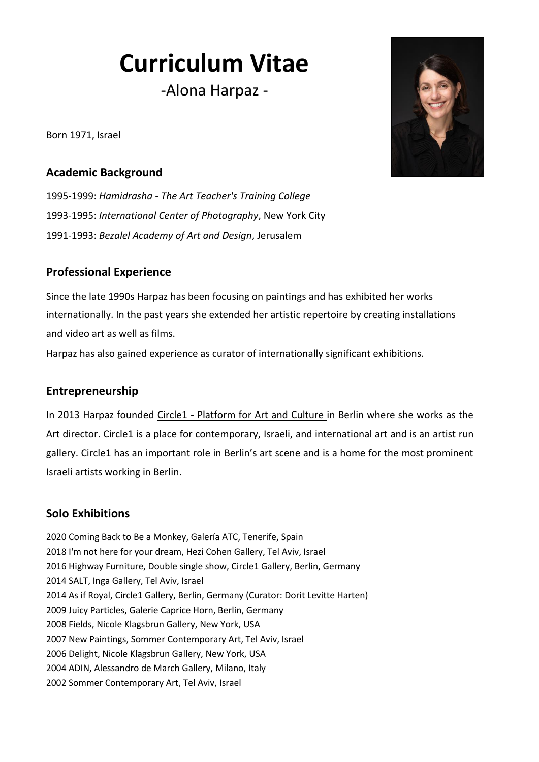# Curriculum Vitae

-Alona Harpaz -

Born 1971, Israel

## Academic Background

1995-1999: *Hamidrasha - The Art Teacher's Training College*

1993-1995: *International Center of Photography*, New York City

1991-1993: *Bezalel Academy of Art and Design*, Jerusalem

## Professional Experience

Since the late 1990s Harpaz has been focusing on paintings and has exhibited her works internationally. In the past years she extended her artistic repertoire by creating installations and video art as well as films.

Harpaz has also gained experience as curator of internationally significant exhibitions.

## Entrepreneurship

In 2013 Harpaz founded Circle1 - Platform for Art and Culture in Berlin where she works as the Art director. Circle1 is a place for contemporary, Israeli, and international art and is an artist run gallery. Circle1 has an important role in Berlin's art scene and is a home for the most prominent Israeli artists working in Berlin.

## Solo Exhibitions

2020 Coming Back to Be a Monkey, Galería ATC, Tenerife, Spain
2018 I'm not here for your dream, Hezi Cohen Gallery, Tel Aviv, Israel
2016 Highway Furniture, Double single show, Circle1 Gallery, Berlin, Germany
2014 SALT, Inga Gallery, Tel Aviv, Israel
2014 As if Royal, Circle1 Gallery, Berlin, Germany (Curator: Dorit Levitte Harten)
2009 Juicy Particles, Galerie Caprice Horn, Berlin, Germany
2008 Fields, Nicole Klagsbrun Gallery, New York, USA
2007 New Paintings, Sommer Contemporary Art, Tel Aviv, Israel
2006 Delight, Nicole Klagsbrun Gallery, New York, USA
2004 ADIN, Alessandro de March Gallery, Milano, Italy
2002 Sommer Contemporary Art, Tel Aviv, Israel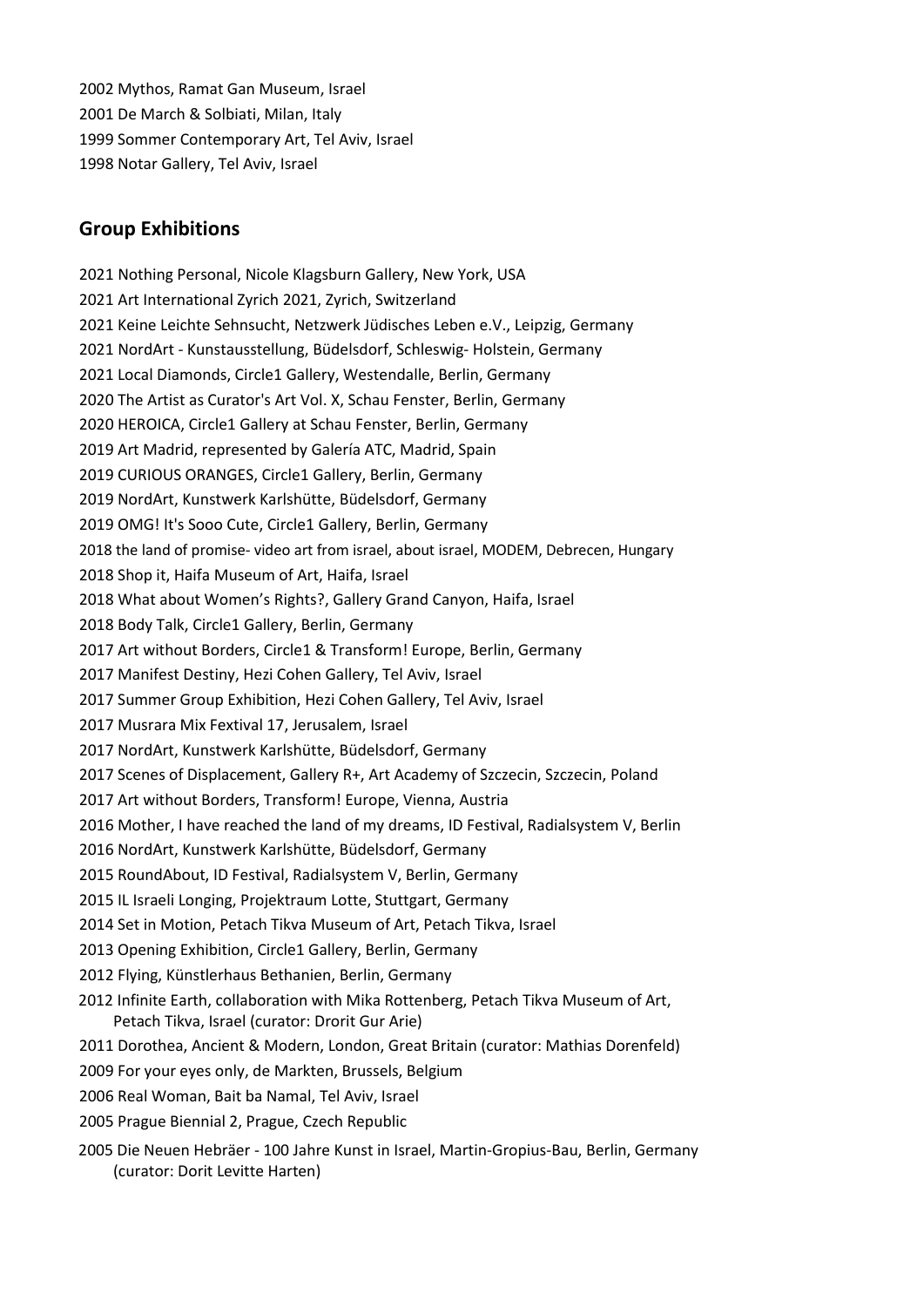2002 Mythos, Ramat Gan Museum, Israel
2001 De March & Solbiati, Milan, Italy
1999 Sommer Contemporary Art, Tel Aviv, Israel
1998 Notar Gallery, Tel Aviv, Israel

## Group Exhibitions

2021 Nothing Personal, Nicole Klagsburn Gallery, New York, USA
2021 Art International Zyrich 2021, Zyrich, Switzerland
2021 Keine Leichte Sehnsucht, Netzwerk Jüdisches Leben e.V., Leipzig, Germany
2021 NordArt - Kunstausstellung, Büdelsdorf, Schleswig- Holstein, Germany
2021 Local Diamonds, Circle1 Gallery, Westendalle, Berlin, Germany
2020 The Artist as Curator's Art Vol. X, Schau Fenster, Berlin, Germany
2020 HEROICA, Circle1 Gallery at Schau Fenster, Berlin, Germany
2019 Art Madrid, represented by Galería ATC, Madrid, Spain
2019 CURIOUS ORANGES, Circle1 Gallery, Berlin, Germany
2019 NordArt, Kunstwerk Karlshütte, Büdelsdorf, Germany
2019 OMG! It's Sooo Cute, Circle1 Gallery, Berlin, Germany
2018 the land of promise- video art from israel, about israel, MODEM, Debrecen, Hungary
2018 Shop it, Haifa Museum of Art, Haifa, Israel
2018 What about Women's Rights?, Gallery Grand Canyon, Haifa, Israel
2018 Body Talk, Circle1 Gallery, Berlin, Germany
2017 Art without Borders, Circle1 & Transform! Europe, Berlin, Germany
2017 Manifest Destiny, Hezi Cohen Gallery, Tel Aviv, Israel
2017 Summer Group Exhibition, Hezi Cohen Gallery, Tel Aviv, Israel
2017 Musrara Mix Fextival 17, Jerusalem, Israel
2017 NordArt, Kunstwerk Karlshütte, Büdelsdorf, Germany
2017 Scenes of Displacement, Gallery R+, Art Academy of Szczecin, Szczecin, Poland
2017 Art without Borders, Transform! Europe, Vienna, Austria
2016 Mother, I have reached the land of my dreams, ID Festival, Radialsystem V, Berlin
2016 NordArt, Kunstwerk Karlshütte, Büdelsdorf, Germany
2015 RoundAbout, ID Festival, Radialsystem V, Berlin, Germany
2015 IL Israeli Longing, Projektraum Lotte, Stuttgart, Germany
2014 Set in Motion, Petach Tikva Museum of Art, Petach Tikva, Israel
2013 Opening Exhibition, Circle1 Gallery, Berlin, Germany
2012 Flying, Künstlerhaus Bethanien, Berlin, Germany
2012 Infinite Earth, collaboration with Mika Rottenberg, Petach Tikva Museum of Art, Petach Tikva, Israel (curator: Drorit Gur Arie)
2011 Dorothea, Ancient & Modern, London, Great Britain (curator: Mathias Dorenfeld)
2009 For your eyes only, de Markten, Brussels, Belgium
2006 Real Woman, Bait ba Namal, Tel Aviv, Israel
2005 Prague Biennial 2, Prague, Czech Republic
2005 Die Neuen Hebräer - 100 Jahre Kunst in Israel, Martin-Gropius-Bau, Berlin, Germany (curator: Dorit Levitte Harten)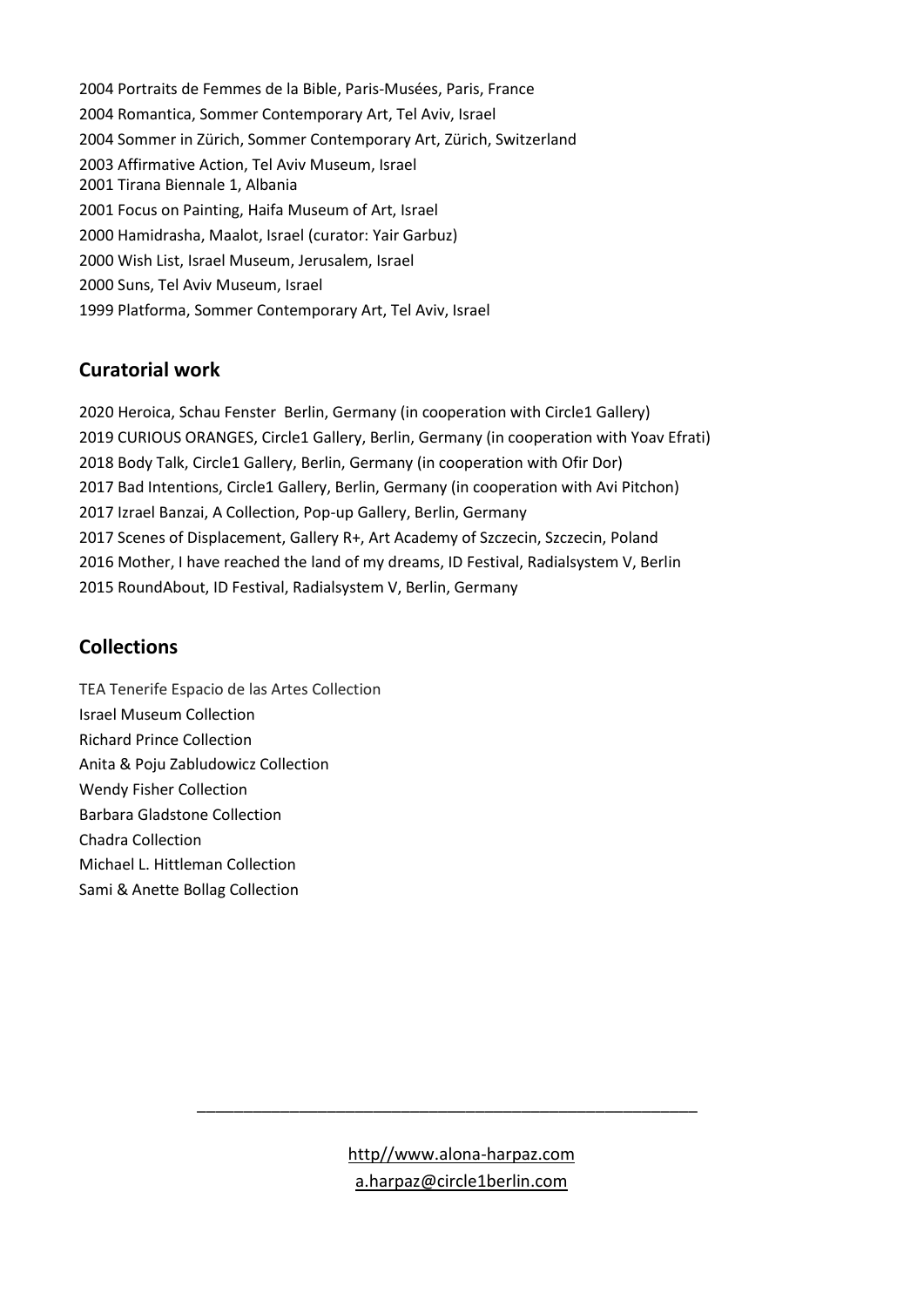2004 Portraits de Femmes de la Bible, Paris-Musées, Paris, France
2004 Romantica, Sommer Contemporary Art, Tel Aviv, Israel
2004 Sommer in Zürich, Sommer Contemporary Art, Zürich, Switzerland
2003 Affirmative Action, Tel Aviv Museum, Israel
2001 Tirana Biennale 1, Albania
2001 Focus on Painting, Haifa Museum of Art, Israel
2000 Hamidrasha, Maalot, Israel (curator: Yair Garbuz)
2000 Wish List, Israel Museum, Jerusalem, Israel
2000 Suns, Tel Aviv Museum, Israel
1999 Platforma, Sommer Contemporary Art, Tel Aviv, Israel

## Curatorial work

2020 Heroica, Schau Fenster Berlin, Germany (in cooperation with Circle1 Gallery)
2019 CURIOUS ORANGES, Circle1 Gallery, Berlin, Germany (in cooperation with Yoav Efrati)
2018 Body Talk, Circle1 Gallery, Berlin, Germany (in cooperation with Ofir Dor)
2017 Bad Intentions, Circle1 Gallery, Berlin, Germany (in cooperation with Avi Pitchon)
2017 Izrael Banzai, A Collection, Pop-up Gallery, Berlin, Germany
2017 Scenes of Displacement, Gallery R+, Art Academy of Szczecin, Szczecin, Poland
2016 Mother, I have reached the land of my dreams, ID Festival, Radialsystem V, Berlin
2015 RoundAbout, ID Festival, Radialsystem V, Berlin, Germany

## Collections

TEA Tenerife Espacio de las Artes Collection
Israel Museum Collection
Richard Prince Collection
Anita & Poju Zabludowicz Collection
Wendy Fisher Collection
Barbara Gladstone Collection
Chadra Collection
Michael L. Hittleman Collection
Sami & Anette Bollag Collection

---

http//www.alona-harpaz.com
a.harpaz@circle1berlin.com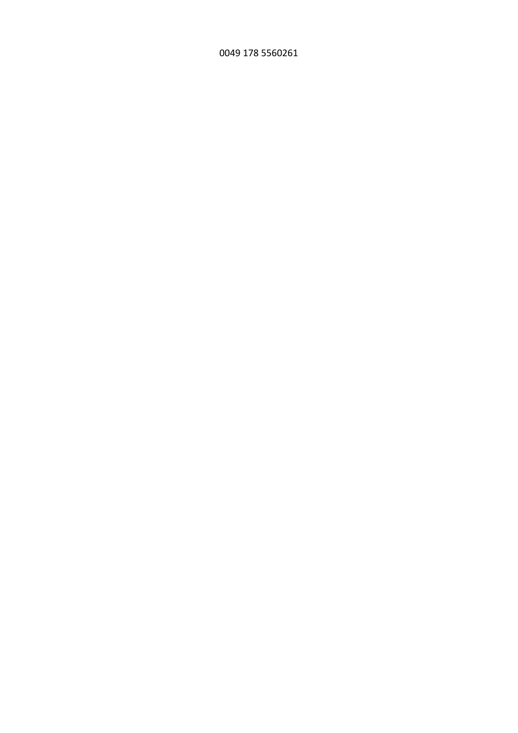0049 178 5560261